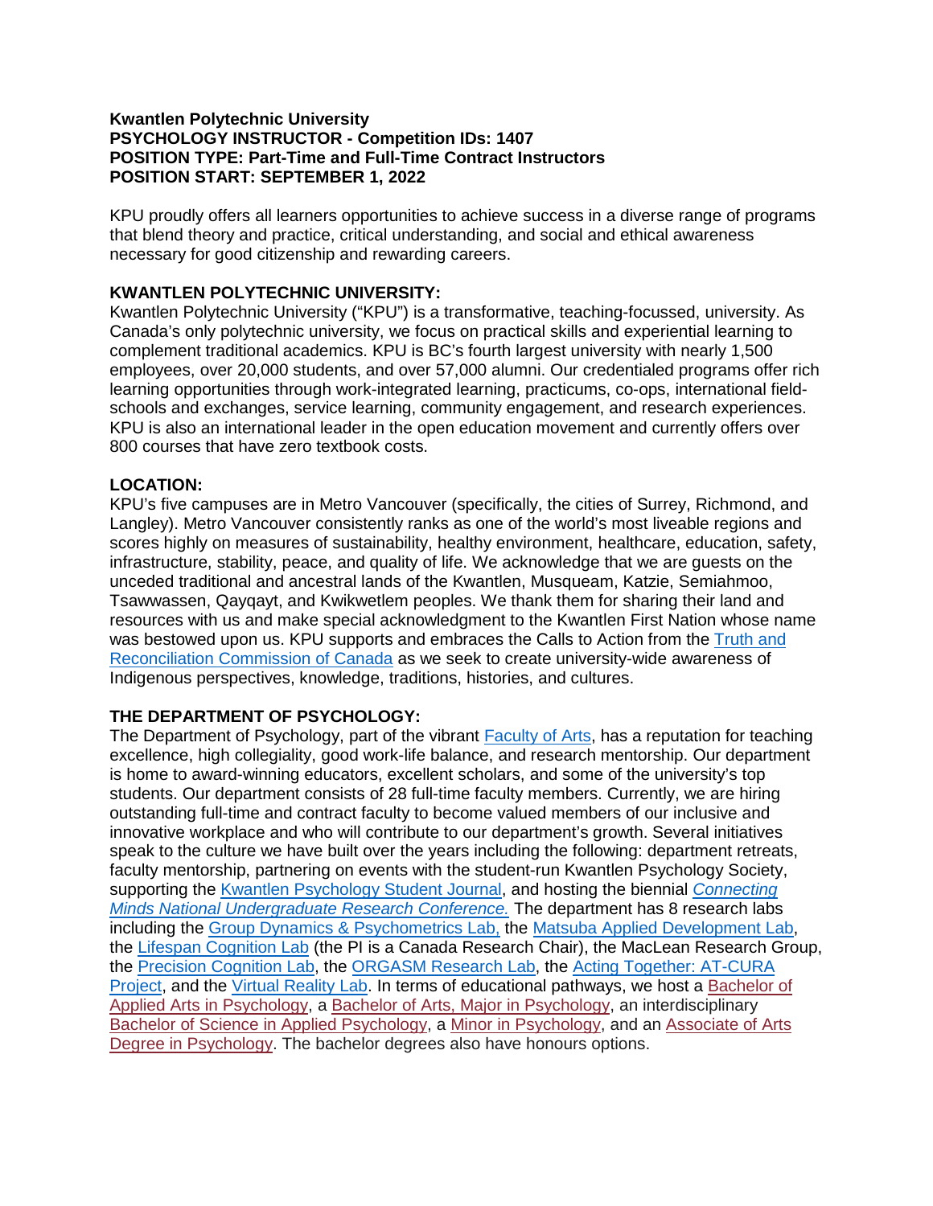**Kwantlen Polytechnic University**
**PSYCHOLOGY INSTRUCTOR - Competition IDs: 1407**
**POSITION TYPE: Part-Time and Full-Time Contract Instructors**
**POSITION START: SEPTEMBER 1, 2022**

KPU proudly offers all learners opportunities to achieve success in a diverse range of programs that blend theory and practice, critical understanding, and social and ethical awareness necessary for good citizenship and rewarding careers.

## KWANTLEN POLYTECHNIC UNIVERSITY:

Kwantlen Polytechnic University ("KPU") is a transformative, teaching-focussed, university. As Canada's only polytechnic university, we focus on practical skills and experiential learning to complement traditional academics. KPU is BC's fourth largest university with nearly 1,500 employees, over 20,000 students, and over 57,000 alumni. Our credentialed programs offer rich learning opportunities through work-integrated learning, practicums, co-ops, international field-schools and exchanges, service learning, community engagement, and research experiences. KPU is also an international leader in the open education movement and currently offers over 800 courses that have zero textbook costs.

## LOCATION:

KPU's five campuses are in Metro Vancouver (specifically, the cities of Surrey, Richmond, and Langley). Metro Vancouver consistently ranks as one of the world's most liveable regions and scores highly on measures of sustainability, healthy environment, healthcare, education, safety, infrastructure, stability, peace, and quality of life. We acknowledge that we are guests on the unceded traditional and ancestral lands of the Kwantlen, Musqueam, Katzie, Semiahmoo, Tsawwassen, Qayqayt, and Kwikwetlem peoples. We thank them for sharing their land and resources with us and make special acknowledgment to the Kwantlen First Nation whose name was bestowed upon us. KPU supports and embraces the Calls to Action from the Truth and Reconciliation Commission of Canada as we seek to create university-wide awareness of Indigenous perspectives, knowledge, traditions, histories, and cultures.

## THE DEPARTMENT OF PSYCHOLOGY:

The Department of Psychology, part of the vibrant Faculty of Arts, has a reputation for teaching excellence, high collegiality, good work-life balance, and research mentorship. Our department is home to award-winning educators, excellent scholars, and some of the university's top students. Our department consists of 28 full-time faculty members. Currently, we are hiring outstanding full-time and contract faculty to become valued members of our inclusive and innovative workplace and who will contribute to our department's growth. Several initiatives speak to the culture we have built over the years including the following: department retreats, faculty mentorship, partnering on events with the student-run Kwantlen Psychology Society, supporting the Kwantlen Psychology Student Journal, and hosting the biennial *Connecting Minds National Undergraduate Research Conference.* The department has 8 research labs including the Group Dynamics & Psychometrics Lab, the Matsuba Applied Development Lab, the Lifespan Cognition Lab (the PI is a Canada Research Chair), the MacLean Research Group, the Precision Cognition Lab, the ORGASM Research Lab, the Acting Together: AT-CURA Project, and the Virtual Reality Lab. In terms of educational pathways, we host a Bachelor of Applied Arts in Psychology, a Bachelor of Arts, Major in Psychology, an interdisciplinary Bachelor of Science in Applied Psychology, a Minor in Psychology, and an Associate of Arts Degree in Psychology. The bachelor degrees also have honours options.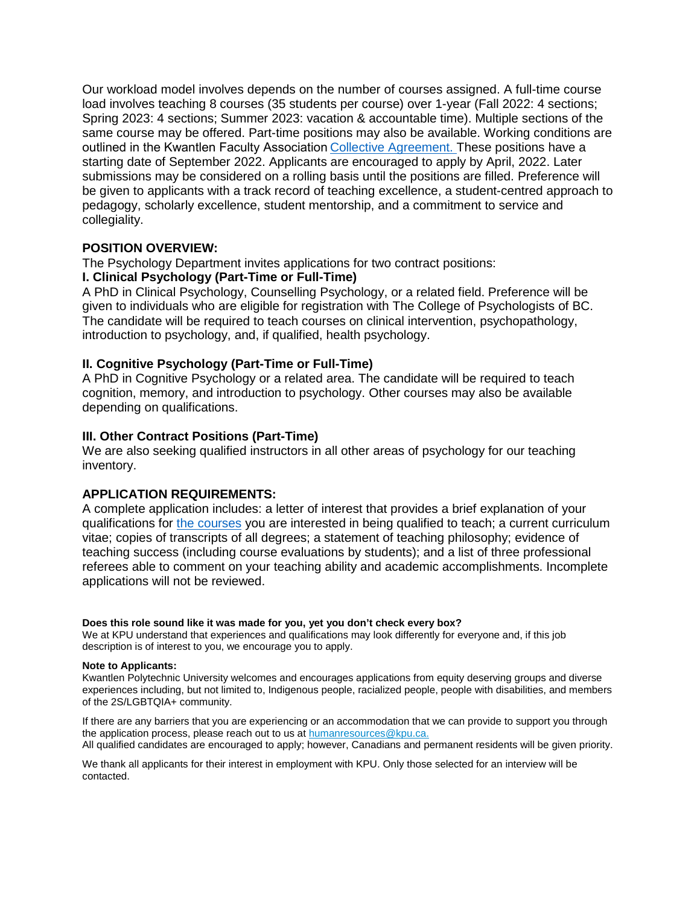Our workload model involves depends on the number of courses assigned. A full-time course load involves teaching 8 courses (35 students per course) over 1-year (Fall 2022: 4 sections; Spring 2023: 4 sections; Summer 2023: vacation & accountable time). Multiple sections of the same course may be offered. Part-time positions may also be available. Working conditions are outlined in the Kwantlen Faculty Association [Collective Agreement.]() These positions have a starting date of September 2022. Applicants are encouraged to apply by April, 2022. Later submissions may be considered on a rolling basis until the positions are filled. Preference will be given to applicants with a track record of teaching excellence, a student-centred approach to pedagogy, scholarly excellence, student mentorship, and a commitment to service and collegiality.

## POSITION OVERVIEW:

The Psychology Department invites applications for two contract positions:

### I. Clinical Psychology (Part-Time or Full-Time)

A PhD in Clinical Psychology, Counselling Psychology, or a related field. Preference will be given to individuals who are eligible for registration with The College of Psychologists of BC. The candidate will be required to teach courses on clinical intervention, psychopathology, introduction to psychology, and, if qualified, health psychology.

### II. Cognitive Psychology (Part-Time or Full-Time)

A PhD in Cognitive Psychology or a related area. The candidate will be required to teach cognition, memory, and introduction to psychology. Other courses may also be available depending on qualifications.

### III. Other Contract Positions (Part-Time)

We are also seeking qualified instructors in all other areas of psychology for our teaching inventory.

## APPLICATION REQUIREMENTS:

A complete application includes: a letter of interest that provides a brief explanation of your qualifications for [the courses]() you are interested in being qualified to teach; a current curriculum vitae; copies of transcripts of all degrees; a statement of teaching philosophy; evidence of teaching success (including course evaluations by students); and a list of three professional referees able to comment on your teaching ability and academic accomplishments. Incomplete applications will not be reviewed.

**Does this role sound like it was made for you, yet you don't check every box?**

We at KPU understand that experiences and qualifications may look differently for everyone and, if this job description is of interest to you, we encourage you to apply.

**Note to Applicants:**

Kwantlen Polytechnic University welcomes and encourages applications from equity deserving groups and diverse experiences including, but not limited to, Indigenous people, racialized people, people with disabilities, and members of the 2S/LGBTQIA+ community.

If there are any barriers that you are experiencing or an accommodation that we can provide to support you through the application process, please reach out to us at [humanresources@kpu.ca.](mailto:humanresources@kpu.ca)
All qualified candidates are encouraged to apply; however, Canadians and permanent residents will be given priority.

We thank all applicants for their interest in employment with KPU. Only those selected for an interview will be contacted.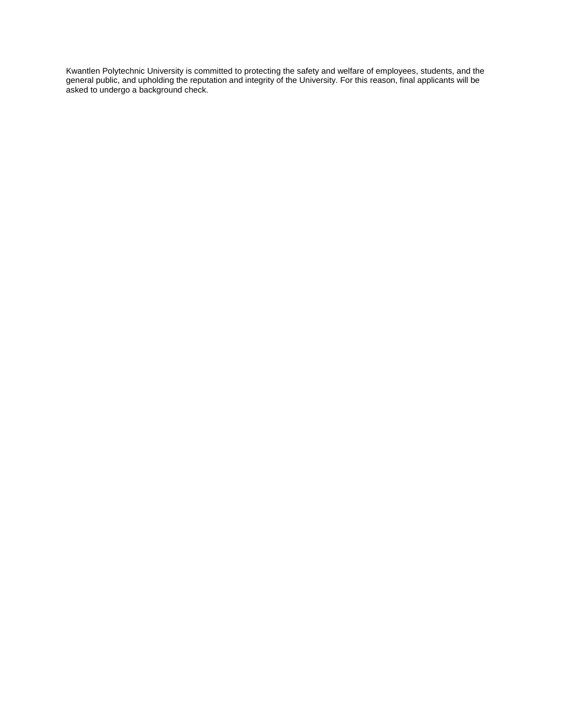Kwantlen Polytechnic University is committed to protecting the safety and welfare of employees, students, and the general public, and upholding the reputation and integrity of the University. For this reason, final applicants will be asked to undergo a background check.